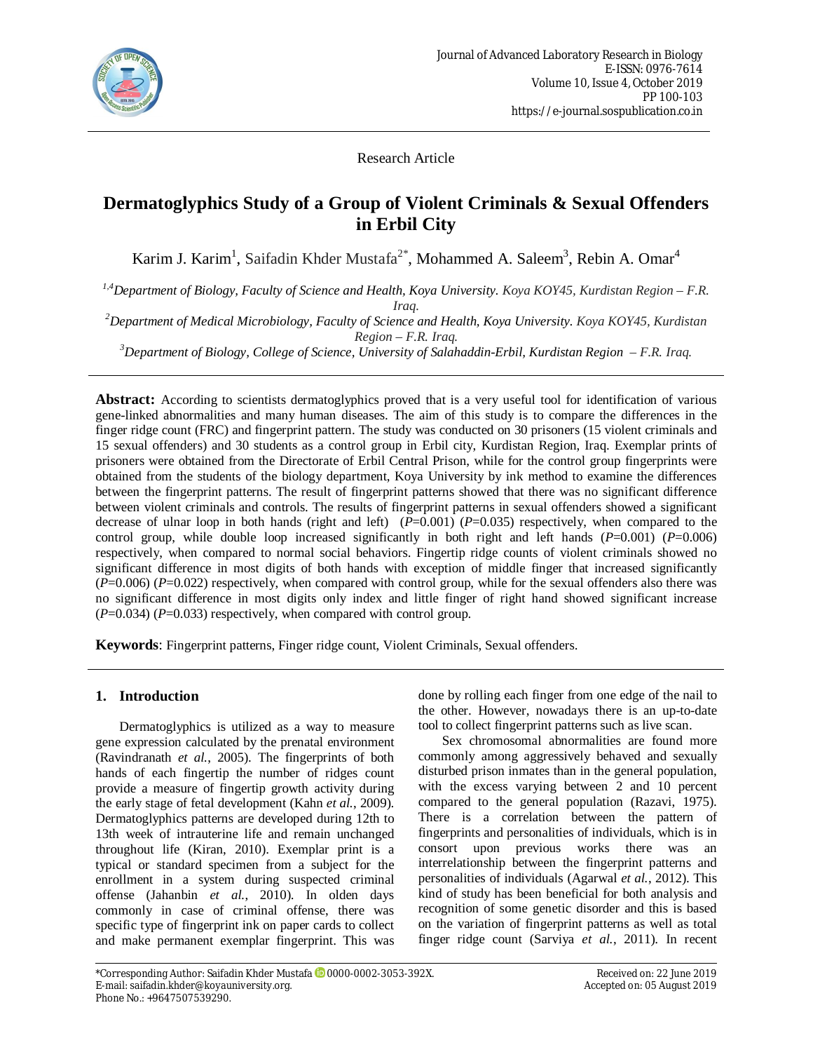Research Article

# Dermatoglyphics Study of a Group of Violent Criminals & Sexual Offenders in Erbil City

Karim J. Karim[1], Saifadin Khder Mustafa[2*], Mohammed A. Saleem[3], Rebin A. Omar[4]

[1,4]*Department of Biology, Faculty of Science and Health, Koya University. Koya KOY45, Kurdistan Region – F.R. Iraq.*

[2]*Department of Medical Microbiology, Faculty of Science and Health, Koya University. Koya KOY45, Kurdistan Region – F.R. Iraq.*

[3]*Department of Biology, College of Science, University of Salahaddin-Erbil, Kurdistan Region – F.R. Iraq.*

**Abstract:** According to scientists dermatoglyphics proved that is a very useful tool for identification of various gene-linked abnormalities and many human diseases. The aim of this study is to compare the differences in the finger ridge count (FRC) and fingerprint pattern. The study was conducted on 30 prisoners (15 violent criminals and 15 sexual offenders) and 30 students as a control group in Erbil city, Kurdistan Region, Iraq. Exemplar prints of prisoners were obtained from the Directorate of Erbil Central Prison, while for the control group fingerprints were obtained from the students of the biology department, Koya University by ink method to examine the differences between the fingerprint patterns. The result of fingerprint patterns showed that there was no significant difference between violent criminals and controls. The results of fingerprint patterns in sexual offenders showed a significant decrease of ulnar loop in both hands (right and left) ($P$=0.001) ($P$=0.035) respectively, when compared to the control group, while double loop increased significantly in both right and left hands ($P$=0.001) ($P$=0.006) respectively, when compared to normal social behaviors. Fingertip ridge counts of violent criminals showed no significant difference in most digits of both hands with exception of middle finger that increased significantly ($P$=0.006) ($P$=0.022) respectively, when compared with control group, while for the sexual offenders also there was no significant difference in most digits only index and little finger of right hand showed significant increase ($P$=0.034) ($P$=0.033) respectively, when compared with control group.

**Keywords**: Fingerprint patterns, Finger ridge count, Violent Criminals, Sexual offenders.

## 1. Introduction

Dermatoglyphics is utilized as a way to measure gene expression calculated by the prenatal environment (Ravindranath *et al.*, 2005). The fingerprints of both hands of each fingertip the number of ridges count provide a measure of fingertip growth activity during the early stage of fetal development (Kahn *et al.*, 2009). Dermatoglyphics patterns are developed during 12th to 13th week of intrauterine life and remain unchanged throughout life (Kiran, 2010). Exemplar print is a typical or standard specimen from a subject for the enrollment in a system during suspected criminal offense (Jahanbin *et al.*, 2010). In olden days commonly in case of criminal offense, there was specific type of fingerprint ink on paper cards to collect and make permanent exemplar fingerprint. This was done by rolling each finger from one edge of the nail to the other. However, nowadays there is an up-to-date tool to collect fingerprint patterns such as live scan.

Sex chromosomal abnormalities are found more commonly among aggressively behaved and sexually disturbed prison inmates than in the general population, with the excess varying between 2 and 10 percent compared to the general population (Razavi, 1975). There is a correlation between the pattern of fingerprints and personalities of individuals, which is in consort upon previous works there was an interrelationship between the fingerprint patterns and personalities of individuals (Agarwal *et al.*, 2012). This kind of study has been beneficial for both analysis and recognition of some genetic disorder and this is based on the variation of fingerprint patterns as well as total finger ridge count (Sarviya *et al.*, 2011). In recent

*Corresponding Author: Saifadin Khder Mustafa 0000-0002-3053-392X.
E-mail: saifadin.khder@koyauniversity.org.
Phone No.: +9647507539290.

Received on: 22 June 2019
Accepted on: 05 August 2019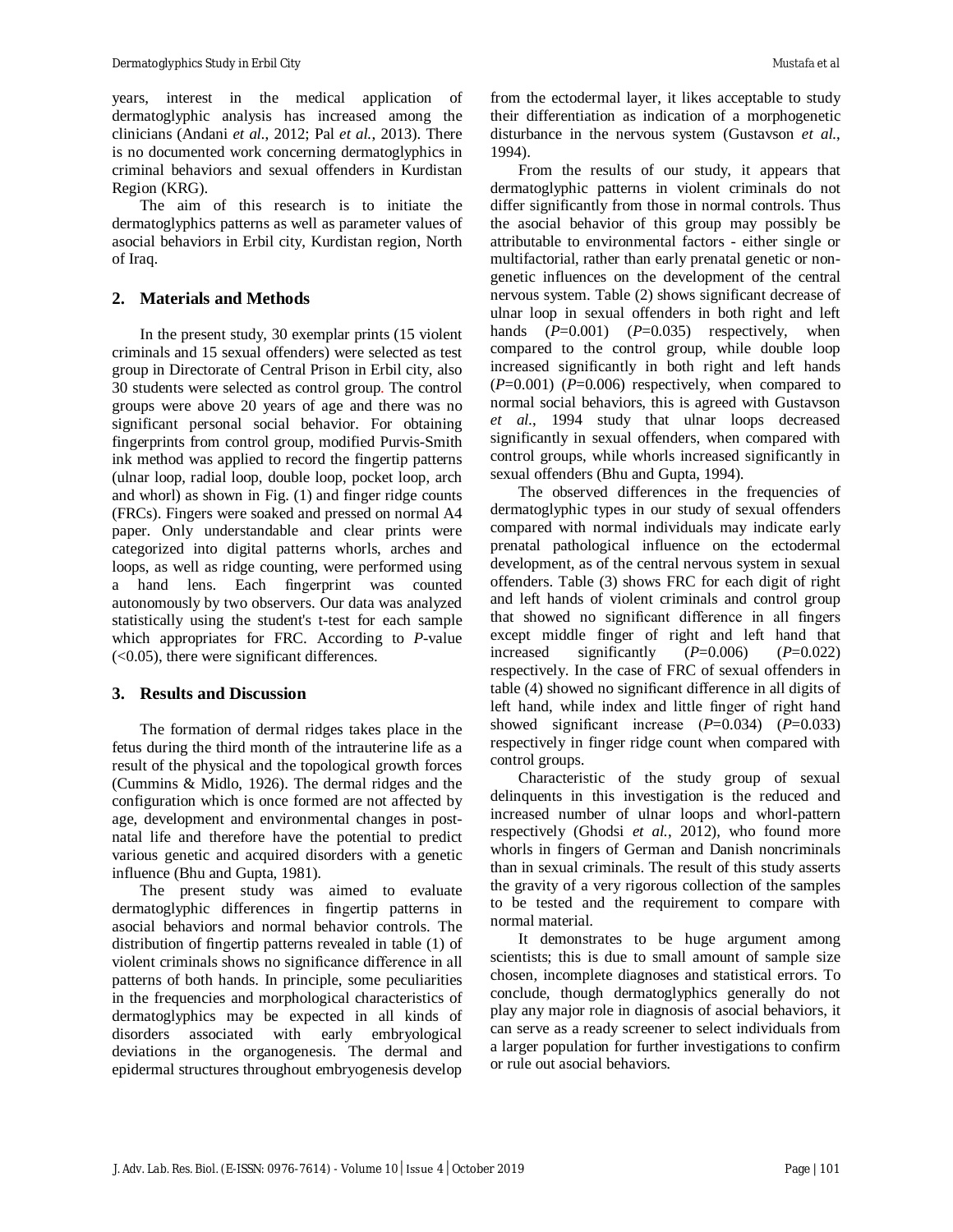years, interest in the medical application of dermatoglyphic analysis has increased among the clinicians (Andani *et al.*, 2012; Pal *et al.*, 2013). There is no documented work concerning dermatoglyphics in criminal behaviors and sexual offenders in Kurdistan Region (KRG).

The aim of this research is to initiate the dermatoglyphics patterns as well as parameter values of asocial behaviors in Erbil city, Kurdistan region, North of Iraq.

## 2. Materials and Methods

In the present study, 30 exemplar prints (15 violent criminals and 15 sexual offenders) were selected as test group in Directorate of Central Prison in Erbil city, also 30 students were selected as control group. The control groups were above 20 years of age and there was no significant personal social behavior. For obtaining fingerprints from control group, modified Purvis-Smith ink method was applied to record the fingertip patterns (ulnar loop, radial loop, double loop, pocket loop, arch and whorl) as shown in Fig. (1) and finger ridge counts (FRCs). Fingers were soaked and pressed on normal A4 paper. Only understandable and clear prints were categorized into digital patterns whorls, arches and loops, as well as ridge counting, were performed using a hand lens. Each fingerprint was counted autonomously by two observers. Our data was analyzed statistically using the student's t-test for each sample which appropriates for FRC. According to *P*-value (<0.05), there were significant differences.

## 3. Results and Discussion

The formation of dermal ridges takes place in the fetus during the third month of the intrauterine life as a result of the physical and the topological growth forces (Cummins & Midlo, 1926). The dermal ridges and the configuration which is once formed are not affected by age, development and environmental changes in post-natal life and therefore have the potential to predict various genetic and acquired disorders with a genetic influence (Bhu and Gupta, 1981).

The present study was aimed to evaluate dermatoglyphic differences in fingertip patterns in asocial behaviors and normal behavior controls. The distribution of fingertip patterns revealed in table (1) of violent criminals shows no significance difference in all patterns of both hands. In principle, some peculiarities in the frequencies and morphological characteristics of dermatoglyphics may be expected in all kinds of disorders associated with early embryological deviations in the organogenesis. The dermal and epidermal structures throughout embryogenesis develop from the ectodermal layer, it likes acceptable to study their differentiation as indication of a morphogenetic disturbance in the nervous system (Gustavson *et al.*, 1994).

From the results of our study, it appears that dermatoglyphic patterns in violent criminals do not differ significantly from those in normal controls. Thus the asocial behavior of this group may possibly be attributable to environmental factors - either single or multifactorial, rather than early prenatal genetic or non-genetic influences on the development of the central nervous system. Table (2) shows significant decrease of ulnar loop in sexual offenders in both right and left hands (*P*=0.001) (*P*=0.035) respectively, when compared to the control group, while double loop increased significantly in both right and left hands (*P*=0.001) (*P*=0.006) respectively, when compared to normal social behaviors, this is agreed with Gustavson *et al.*, 1994 study that ulnar loops decreased significantly in sexual offenders, when compared with control groups, while whorls increased significantly in sexual offenders (Bhu and Gupta, 1994).

The observed differences in the frequencies of dermatoglyphic types in our study of sexual offenders compared with normal individuals may indicate early prenatal pathological influence on the ectodermal development, as of the central nervous system in sexual offenders. Table (3) shows FRC for each digit of right and left hands of violent criminals and control group that showed no significant difference in all fingers except middle finger of right and left hand that increased significantly (*P*=0.006) (*P*=0.022) respectively. In the case of FRC of sexual offenders in table (4) showed no significant difference in all digits of left hand, while index and little finger of right hand showed significant increase (*P*=0.034) (*P*=0.033) respectively in finger ridge count when compared with control groups.

Characteristic of the study group of sexual delinquents in this investigation is the reduced and increased number of ulnar loops and whorl-pattern respectively (Ghodsi *et al.*, 2012), who found more whorls in fingers of German and Danish noncriminals than in sexual criminals. The result of this study asserts the gravity of a very rigorous collection of the samples to be tested and the requirement to compare with normal material.

It demonstrates to be huge argument among scientists; this is due to small amount of sample size chosen, incomplete diagnoses and statistical errors. To conclude, though dermatoglyphics generally do not play any major role in diagnosis of asocial behaviors, it can serve as a ready screener to select individuals from a larger population for further investigations to confirm or rule out asocial behaviors.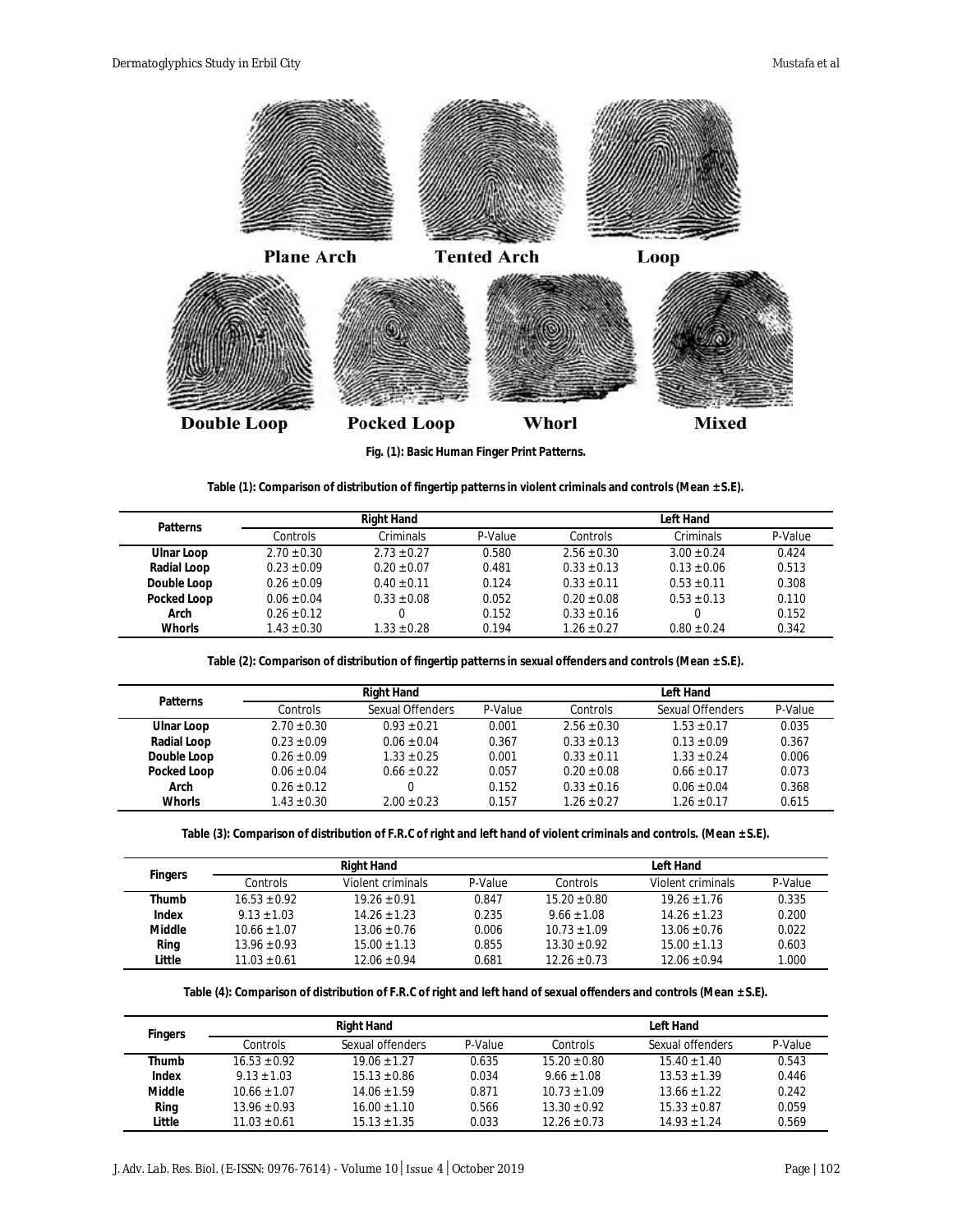Fig. (1): Basic Human Finger Print Patterns.

Table (1): Comparison of distribution of fingertip patterns in violent criminals and controls (Mean ± S.E).

| Patterns | Right Hand | | | Left Hand | | |
|---|---|---|---|---|---|---|
| | Controls | Criminals | P-Value | Controls | Criminals | P-Value |
| Ulnar Loop | 2.70 ± 0.30 | 2.73 ± 0.27 | 0.580 | 2.56 ± 0.30 | 3.00 ± 0.24 | 0.424 |
| Radial Loop | 0.23 ± 0.09 | 0.20 ± 0.07 | 0.481 | 0.33 ± 0.13 | 0.13 ± 0.06 | 0.513 |
| Double Loop | 0.26 ± 0.09 | 0.40 ± 0.11 | 0.124 | 0.33 ± 0.11 | 0.53 ± 0.11 | 0.308 |
| Pocked Loop | 0.06 ± 0.04 | 0.33 ± 0.08 | 0.052 | 0.20 ± 0.08 | 0.53 ± 0.13 | 0.110 |
| Arch | 0.26 ± 0.12 | 0 | 0.152 | 0.33 ± 0.16 | 0 | 0.152 |
| Whorls | 1.43 ± 0.30 | 1.33 ± 0.28 | 0.194 | 1.26 ± 0.27 | 0.80 ± 0.24 | 0.342 |

Table (2): Comparison of distribution of fingertip patterns in sexual offenders and controls (Mean ± S.E).

| Patterns | Right Hand | | | Left Hand | | |
|---|---|---|---|---|---|---|
| | Controls | Sexual Offenders | P-Value | Controls | Sexual Offenders | P-Value |
| Ulnar Loop | 2.70 ± 0.30 | 0.93 ± 0.21 | 0.001 | 2.56 ± 0.30 | 1.53 ± 0.17 | 0.035 |
| Radial Loop | 0.23 ± 0.09 | 0.06 ± 0.04 | 0.367 | 0.33 ± 0.13 | 0.13 ± 0.09 | 0.367 |
| Double Loop | 0.26 ± 0.09 | 1.33 ± 0.25 | 0.001 | 0.33 ± 0.11 | 1.33 ± 0.24 | 0.006 |
| Pocked Loop | 0.06 ± 0.04 | 0.66 ± 0.22 | 0.057 | 0.20 ± 0.08 | 0.66 ± 0.17 | 0.073 |
| Arch | 0.26 ± 0.12 | 0 | 0.152 | 0.33 ± 0.16 | 0.06 ± 0.04 | 0.368 |
| Whorls | 1.43 ± 0.30 | 2.00 ± 0.23 | 0.157 | 1.26 ± 0.27 | 1.26 ± 0.17 | 0.615 |

Table (3): Comparison of distribution of F.R.C of right and left hand of violent criminals and controls. (Mean ± S.E).

| Fingers | Right Hand | | | Left Hand | | |
|---|---|---|---|---|---|---|
| | Controls | Violent criminals | P-Value | Controls | Violent criminals | P-Value |
| Thumb | 16.53 ± 0.92 | 19.26 ± 0.91 | 0.847 | 15.20 ± 0.80 | 19.26 ± 1.76 | 0.335 |
| Index | 9.13 ± 1.03 | 14.26 ± 1.23 | 0.235 | 9.66 ± 1.08 | 14.26 ± 1.23 | 0.200 |
| Middle | 10.66 ± 1.07 | 13.06 ± 0.76 | 0.006 | 10.73 ± 1.09 | 13.06 ± 0.76 | 0.022 |
| Ring | 13.96 ± 0.93 | 15.00 ± 1.13 | 0.855 | 13.30 ± 0.92 | 15.00 ± 1.13 | 0.603 |
| Little | 11.03 ± 0.61 | 12.06 ± 0.94 | 0.681 | 12.26 ± 0.73 | 12.06 ± 0.94 | 1.000 |

Table (4): Comparison of distribution of F.R.C of right and left hand of sexual offenders and controls (Mean ± S.E).

| Fingers | Right Hand | | | Left Hand | | |
|---|---|---|---|---|---|---|
| | Controls | Sexual offenders | P-Value | Controls | Sexual offenders | P-Value |
| Thumb | 16.53 ± 0.92 | 19.06 ± 1.27 | 0.635 | 15.20 ± 0.80 | 15.40 ± 1.40 | 0.543 |
| Index | 9.13 ± 1.03 | 15.13 ± 0.86 | 0.034 | 9.66 ± 1.08 | 13.53 ± 1.39 | 0.446 |
| Middle | 10.66 ± 1.07 | 14.06 ± 1.59 | 0.871 | 10.73 ± 1.09 | 13.66 ± 1.22 | 0.242 |
| Ring | 13.96 ± 0.93 | 16.00 ± 1.10 | 0.566 | 13.30 ± 0.92 | 15.33 ± 0.87 | 0.059 |
| Little | 11.03 ± 0.61 | 15.13 ± 1.35 | 0.033 | 12.26 ± 0.73 | 14.93 ± 1.24 | 0.569 |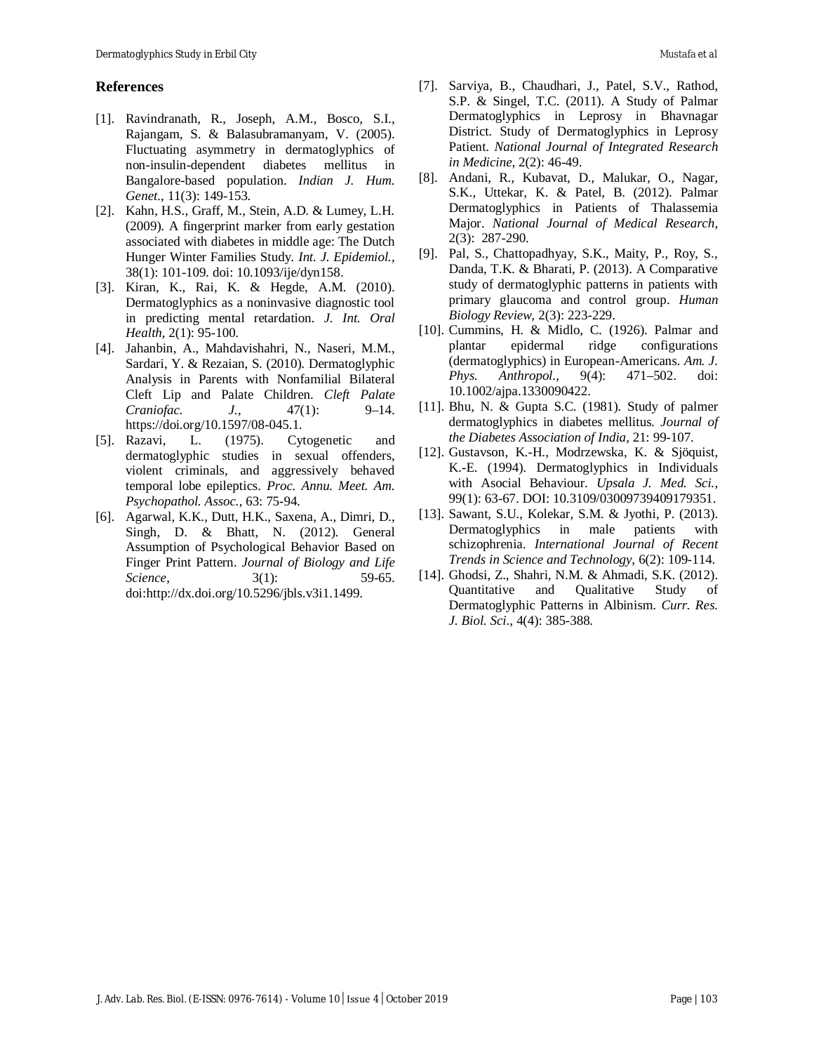## References

[1]. Ravindranath, R., Joseph, A.M., Bosco, S.I., Rajangam, S. & Balasubramanyam, V. (2005). Fluctuating asymmetry in dermatoglyphics of non-insulin-dependent diabetes mellitus in Bangalore-based population. *Indian J. Hum. Genet.*, 11(3): 149-153.

[2]. Kahn, H.S., Graff, M., Stein, A.D. & Lumey, L.H. (2009). A fingerprint marker from early gestation associated with diabetes in middle age: The Dutch Hunger Winter Families Study. *Int. J. Epidemiol.*, 38(1): 101-109. doi: 10.1093/ije/dyn158.

[3]. Kiran, K., Rai, K. & Hegde, A.M. (2010). Dermatoglyphics as a noninvasive diagnostic tool in predicting mental retardation. *J. Int. Oral Health*, 2(1): 95-100.

[4]. Jahanbin, A., Mahdavishahri, N., Naseri, M.M., Sardari, Y. & Rezaian, S. (2010). Dermatoglyphic Analysis in Parents with Nonfamilial Bilateral Cleft Lip and Palate Children. *Cleft Palate Craniofac. J.*, 47(1): 9–14. https://doi.org/10.1597/08-045.1.

[5]. Razavi, L. (1975). Cytogenetic and dermatoglyphic studies in sexual offenders, violent criminals, and aggressively behaved temporal lobe epileptics. *Proc. Annu. Meet. Am. Psychopathol. Assoc.*, 63: 75-94.

[6]. Agarwal, K.K., Dutt, H.K., Saxena, A., Dimri, D., Singh, D. & Bhatt, N. (2012). General Assumption of Psychological Behavior Based on Finger Print Pattern. *Journal of Biology and Life Science*, 3(1): 59-65. doi:http://dx.doi.org/10.5296/jbls.v3i1.1499.

[7]. Sarviya, B., Chaudhari, J., Patel, S.V., Rathod, S.P. & Singel, T.C. (2011). A Study of Palmar Dermatoglyphics in Leprosy in Bhavnagar District. Study of Dermatoglyphics in Leprosy Patient. *National Journal of Integrated Research in Medicine*, 2(2): 46-49.

[8]. Andani, R., Kubavat, D., Malukar, O., Nagar, S.K., Uttekar, K. & Patel, B. (2012). Palmar Dermatoglyphics in Patients of Thalassemia Major. *National Journal of Medical Research*, 2(3): 287-290.

[9]. Pal, S., Chattopadhyay, S.K., Maity, P., Roy, S., Danda, T.K. & Bharati, P. (2013). A Comparative study of dermatoglyphic patterns in patients with primary glaucoma and control group. *Human Biology Review*, 2(3): 223-229.

[10]. Cummins, H. & Midlo, C. (1926). Palmar and plantar epidermal ridge configurations (dermatoglyphics) in European-Americans. *Am. J. Phys. Anthropol.*, 9(4): 471–502. doi: 10.1002/ajpa.1330090422.

[11]. Bhu, N. & Gupta S.C. (1981). Study of palmer dermatoglyphics in diabetes mellitus. *Journal of the Diabetes Association of India*, 21: 99-107.

[12]. Gustavson, K.-H., Modrzewska, K. & Sjöquist, K.-E. (1994). Dermatoglyphics in Individuals with Asocial Behaviour. *Upsala J. Med. Sci.*, 99(1): 63-67. DOI: 10.3109/03009739409179351.

[13]. Sawant, S.U., Kolekar, S.M. & Jyothi, P. (2013). Dermatoglyphics in male patients with schizophrenia. *International Journal of Recent Trends in Science and Technology*, 6(2): 109-114.

[14]. Ghodsi, Z., Shahri, N.M. & Ahmadi, S.K. (2012). Quantitative and Qualitative Study of Dermatoglyphic Patterns in Albinism. *Curr. Res. J. Biol. Sci.*, 4(4): 385-388.